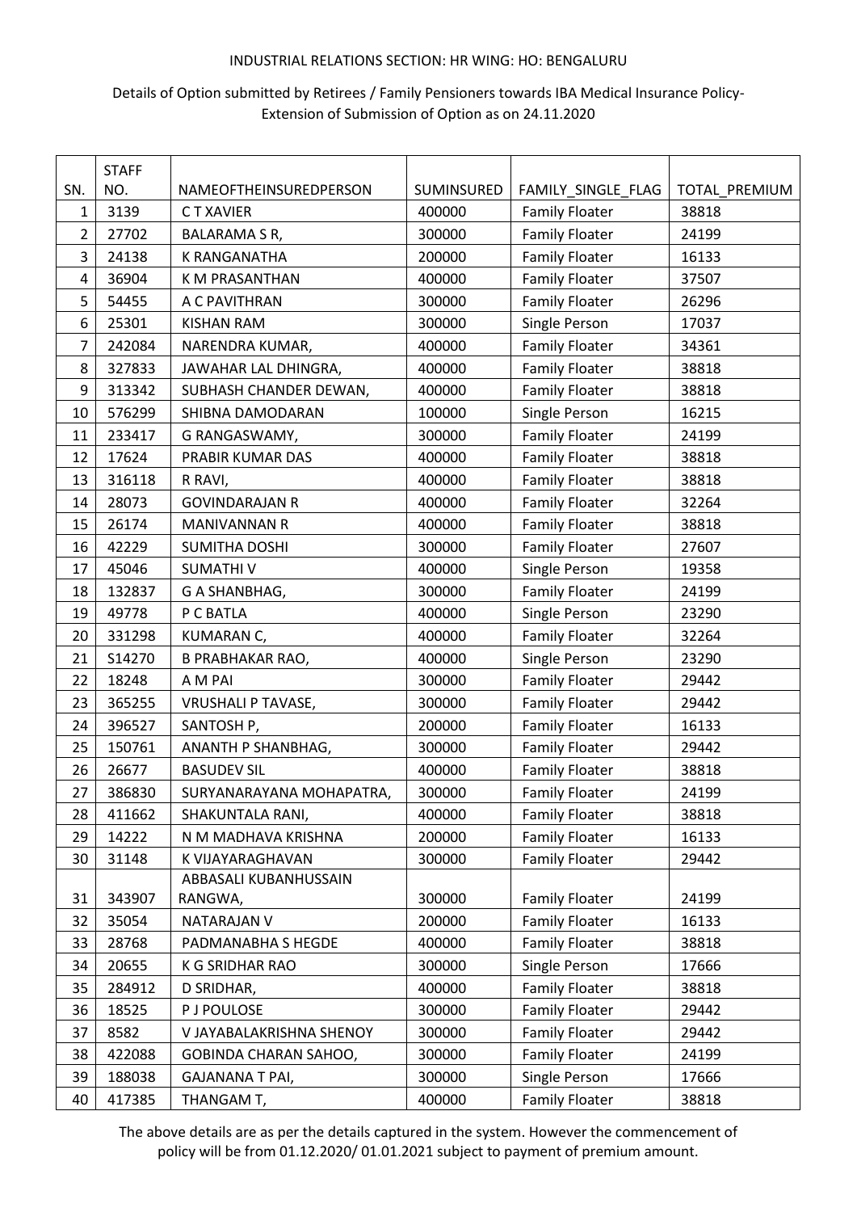INDUSTRIAL RELATIONS SECTION: HR WING: HO: BENGALURU

Details of Option submitted by Retirees / Family Pensioners towards IBA Medical Insurance Policy- Extension of Submission of Option as on 24.11.2020

| SN. | STAFF NO. | NAMEOFTHEINSUREDPERSON | SUMINSURED | FAMILY_SINGLE_FLAG | TOTAL_PREMIUM |
|---|---|---|---|---|---|
| 1 | 3139 | C T XAVIER | 400000 | Family Floater | 38818 |
| 2 | 27702 | BALARAMA S R, | 300000 | Family Floater | 24199 |
| 3 | 24138 | K RANGANATHA | 200000 | Family Floater | 16133 |
| 4 | 36904 | K M PRASANTHAN | 400000 | Family Floater | 37507 |
| 5 | 54455 | A C PAVITHRAN | 300000 | Family Floater | 26296 |
| 6 | 25301 | KISHAN RAM | 300000 | Single Person | 17037 |
| 7 | 242084 | NARENDRA KUMAR, | 400000 | Family Floater | 34361 |
| 8 | 327833 | JAWAHAR LAL DHINGRA, | 400000 | Family Floater | 38818 |
| 9 | 313342 | SUBHASH CHANDER DEWAN, | 400000 | Family Floater | 38818 |
| 10 | 576299 | SHIBNA DAMODARAN | 100000 | Single Person | 16215 |
| 11 | 233417 | G RANGASWAMY, | 300000 | Family Floater | 24199 |
| 12 | 17624 | PRABIR KUMAR DAS | 400000 | Family Floater | 38818 |
| 13 | 316118 | R RAVI, | 400000 | Family Floater | 38818 |
| 14 | 28073 | GOVINDARAJAN R | 400000 | Family Floater | 32264 |
| 15 | 26174 | MANIVANNAN R | 400000 | Family Floater | 38818 |
| 16 | 42229 | SUMITHA DOSHI | 300000 | Family Floater | 27607 |
| 17 | 45046 | SUMATHI V | 400000 | Single Person | 19358 |
| 18 | 132837 | G A SHANBHAG, | 300000 | Family Floater | 24199 |
| 19 | 49778 | P C BATLA | 400000 | Single Person | 23290 |
| 20 | 331298 | KUMARAN C, | 400000 | Family Floater | 32264 |
| 21 | S14270 | B PRABHAKAR RAO, | 400000 | Single Person | 23290 |
| 22 | 18248 | A M PAI | 300000 | Family Floater | 29442 |
| 23 | 365255 | VRUSHALI P TAVASE, | 300000 | Family Floater | 29442 |
| 24 | 396527 | SANTOSH P, | 200000 | Family Floater | 16133 |
| 25 | 150761 | ANANTH P SHANBHAG, | 300000 | Family Floater | 29442 |
| 26 | 26677 | BASUDEV SIL | 400000 | Family Floater | 38818 |
| 27 | 386830 | SURYANARAYANA MOHAPATRA, | 300000 | Family Floater | 24199 |
| 28 | 411662 | SHAKUNTALA RANI, | 400000 | Family Floater | 38818 |
| 29 | 14222 | N M MADHAVA KRISHNA | 200000 | Family Floater | 16133 |
| 30 | 31148 | K VIJAYARAGHAVAN | 300000 | Family Floater | 29442 |
| 31 | 343907 | ABBASALI KUBANHUSSAIN RANGWA, | 300000 | Family Floater | 24199 |
| 32 | 35054 | NATARAJAN V | 200000 | Family Floater | 16133 |
| 33 | 28768 | PADMANABHA S HEGDE | 400000 | Family Floater | 38818 |
| 34 | 20655 | K G SRIDHAR RAO | 300000 | Single Person | 17666 |
| 35 | 284912 | D SRIDHAR, | 400000 | Family Floater | 38818 |
| 36 | 18525 | P J POULOSE | 300000 | Family Floater | 29442 |
| 37 | 8582 | V JAYABALAKRISHNA SHENOY | 300000 | Family Floater | 29442 |
| 38 | 422088 | GOBINDA CHARAN SAHOO, | 300000 | Family Floater | 24199 |
| 39 | 188038 | GAJANANA T PAI, | 300000 | Single Person | 17666 |
| 40 | 417385 | THANGAM T, | 400000 | Family Floater | 38818 |

The above details are as per the details captured in the system. However the commencement of policy will be from 01.12.2020/ 01.01.2021 subject to payment of premium amount.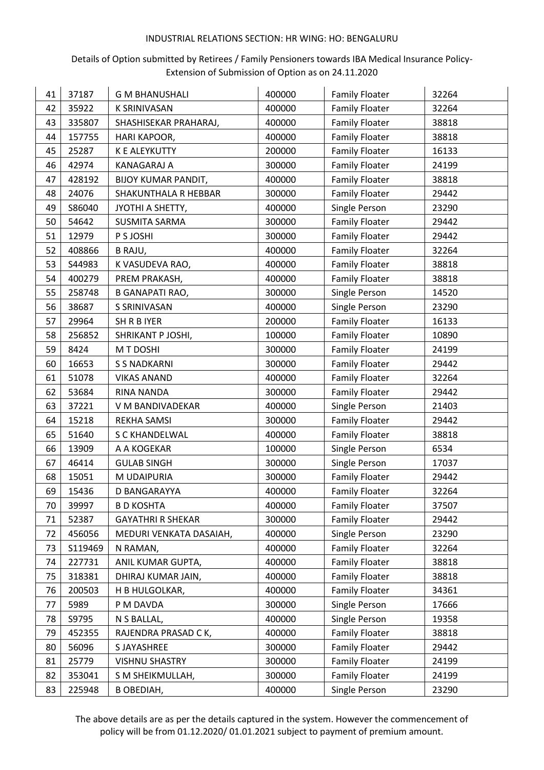INDUSTRIAL RELATIONS SECTION: HR WING: HO: BENGALURU

Details of Option submitted by Retirees / Family Pensioners towards IBA Medical Insurance Policy-Extension of Submission of Option as on 24.11.2020

| | | | | | |
|---|---|---|---|---|---|
| 41 | 37187 | G M BHANUSHALI | 400000 | Family Floater | 32264 |
| 42 | 35922 | K SRINIVASAN | 400000 | Family Floater | 32264 |
| 43 | 335807 | SHASHISEKAR PRAHARAJ, | 400000 | Family Floater | 38818 |
| 44 | 157755 | HARI KAPOOR, | 400000 | Family Floater | 38818 |
| 45 | 25287 | K E ALEYKUTTY | 200000 | Family Floater | 16133 |
| 46 | 42974 | KANAGARAJ A | 300000 | Family Floater | 24199 |
| 47 | 428192 | BIJOY KUMAR PANDIT, | 400000 | Family Floater | 38818 |
| 48 | 24076 | SHAKUNTHALA R HEBBAR | 300000 | Family Floater | 29442 |
| 49 | S86040 | JYOTHI A SHETTY, | 400000 | Single Person | 23290 |
| 50 | 54642 | SUSMITA SARMA | 300000 | Family Floater | 29442 |
| 51 | 12979 | P S JOSHI | 300000 | Family Floater | 29442 |
| 52 | 408866 | B RAJU, | 400000 | Family Floater | 32264 |
| 53 | S44983 | K VASUDEVA RAO, | 400000 | Family Floater | 38818 |
| 54 | 400279 | PREM PRAKASH, | 400000 | Family Floater | 38818 |
| 55 | 258748 | B GANAPATI RAO, | 300000 | Single Person | 14520 |
| 56 | 38687 | S SRINIVASAN | 400000 | Single Person | 23290 |
| 57 | 29964 | SH R B IYER | 200000 | Family Floater | 16133 |
| 58 | 256852 | SHRIKANT P JOSHI, | 100000 | Family Floater | 10890 |
| 59 | 8424 | M T DOSHI | 300000 | Family Floater | 24199 |
| 60 | 16653 | S S NADKARNI | 300000 | Family Floater | 29442 |
| 61 | 51078 | VIKAS ANAND | 400000 | Family Floater | 32264 |
| 62 | 53684 | RINA NANDA | 300000 | Family Floater | 29442 |
| 63 | 37221 | V M BANDIVADEKAR | 400000 | Single Person | 21403 |
| 64 | 15218 | REKHA SAMSI | 300000 | Family Floater | 29442 |
| 65 | 51640 | S C KHANDELWAL | 400000 | Family Floater | 38818 |
| 66 | 13909 | A A KOGEKAR | 100000 | Single Person | 6534 |
| 67 | 46414 | GULAB SINGH | 300000 | Single Person | 17037 |
| 68 | 15051 | M UDAIPURIA | 300000 | Family Floater | 29442 |
| 69 | 15436 | D BANGARAYYA | 400000 | Family Floater | 32264 |
| 70 | 39997 | B D KOSHTA | 400000 | Family Floater | 37507 |
| 71 | 52387 | GAYATHRI R SHEKAR | 300000 | Family Floater | 29442 |
| 72 | 456056 | MEDURI VENKATA DASAIAH, | 400000 | Single Person | 23290 |
| 73 | S119469 | N RAMAN, | 400000 | Family Floater | 32264 |
| 74 | 227731 | ANIL KUMAR GUPTA, | 400000 | Family Floater | 38818 |
| 75 | 318381 | DHIRAJ KUMAR JAIN, | 400000 | Family Floater | 38818 |
| 76 | 200503 | H B HULGOLKAR, | 400000 | Family Floater | 34361 |
| 77 | 5989 | P M DAVDA | 300000 | Single Person | 17666 |
| 78 | S9795 | N S BALLAL, | 400000 | Single Person | 19358 |
| 79 | 452355 | RAJENDRA PRASAD C K, | 400000 | Family Floater | 38818 |
| 80 | 56096 | S JAYASHREE | 300000 | Family Floater | 29442 |
| 81 | 25779 | VISHNU SHASTRY | 300000 | Family Floater | 24199 |
| 82 | 353041 | S M SHEIKMULLAH, | 300000 | Family Floater | 24199 |
| 83 | 225948 | B OBEDIAH, | 400000 | Single Person | 23290 |

The above details are as per the details captured in the system. However the commencement of policy will be from 01.12.2020/ 01.01.2021 subject to payment of premium amount.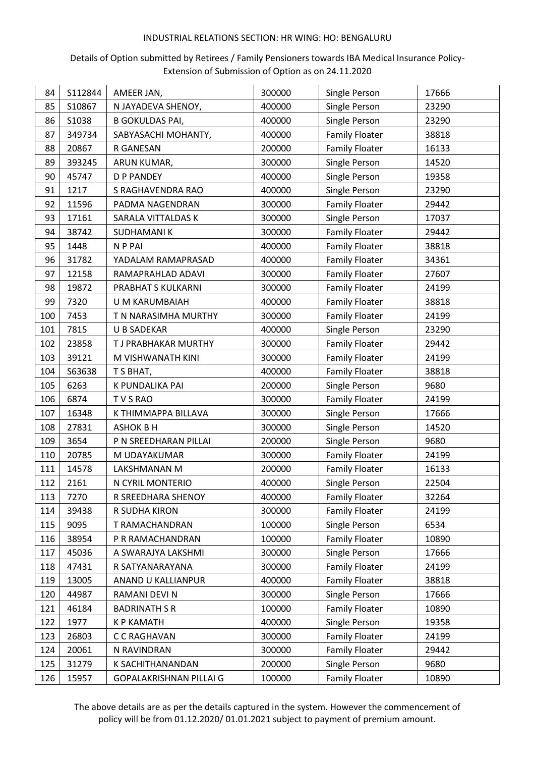INDUSTRIAL RELATIONS SECTION: HR WING: HO: BENGALURU

Details of Option submitted by Retirees / Family Pensioners towards IBA Medical Insurance Policy-Extension of Submission of Option as on 24.11.2020

| | | | | | |
|---|---|---|---|---|---|
| 84 | S112844 | AMEER JAN, | 300000 | Single Person | 17666 |
| 85 | S10867 | N JAYADEVA SHENOY, | 400000 | Single Person | 23290 |
| 86 | S1038 | B GOKULDAS PAI, | 400000 | Single Person | 23290 |
| 87 | 349734 | SABYASACHI MOHANTY, | 400000 | Family Floater | 38818 |
| 88 | 20867 | R GANESAN | 200000 | Family Floater | 16133 |
| 89 | 393245 | ARUN KUMAR, | 300000 | Single Person | 14520 |
| 90 | 45747 | D P PANDEY | 400000 | Single Person | 19358 |
| 91 | 1217 | S RAGHAVENDRA RAO | 400000 | Single Person | 23290 |
| 92 | 11596 | PADMA NAGENDRAN | 300000 | Family Floater | 29442 |
| 93 | 17161 | SARALA VITTALDAS K | 300000 | Single Person | 17037 |
| 94 | 38742 | SUDHAMANI K | 300000 | Family Floater | 29442 |
| 95 | 1448 | N P PAI | 400000 | Family Floater | 38818 |
| 96 | 31782 | YADALAM RAMAPRASAD | 400000 | Family Floater | 34361 |
| 97 | 12158 | RAMAPRAHLAD ADAVI | 300000 | Family Floater | 27607 |
| 98 | 19872 | PRABHAT S KULKARNI | 300000 | Family Floater | 24199 |
| 99 | 7320 | U M KARUMBAIAH | 400000 | Family Floater | 38818 |
| 100 | 7453 | T N NARASIMHA MURTHY | 300000 | Family Floater | 24199 |
| 101 | 7815 | U B SADEKAR | 400000 | Single Person | 23290 |
| 102 | 23858 | T J PRABHAKAR MURTHY | 300000 | Family Floater | 29442 |
| 103 | 39121 | M VISHWANATH KINI | 300000 | Family Floater | 24199 |
| 104 | S63638 | T S BHAT, | 400000 | Family Floater | 38818 |
| 105 | 6263 | K PUNDALIKA PAI | 200000 | Single Person | 9680 |
| 106 | 6874 | T V S RAO | 300000 | Family Floater | 24199 |
| 107 | 16348 | K THIMMAPPA BILLAVA | 300000 | Single Person | 17666 |
| 108 | 27831 | ASHOK B H | 300000 | Single Person | 14520 |
| 109 | 3654 | P N SREEDHARAN PILLAI | 200000 | Single Person | 9680 |
| 110 | 20785 | M UDAYAKUMAR | 300000 | Family Floater | 24199 |
| 111 | 14578 | LAKSHMANAN M | 200000 | Family Floater | 16133 |
| 112 | 2161 | N CYRIL MONTERIO | 400000 | Single Person | 22504 |
| 113 | 7270 | R SREEDHARA SHENOY | 400000 | Family Floater | 32264 |
| 114 | 39438 | R SUDHA KIRON | 300000 | Family Floater | 24199 |
| 115 | 9095 | T RAMACHANDRAN | 100000 | Single Person | 6534 |
| 116 | 38954 | P R RAMACHANDRAN | 100000 | Family Floater | 10890 |
| 117 | 45036 | A SWARAJYA LAKSHMI | 300000 | Single Person | 17666 |
| 118 | 47431 | R SATYANARAYANA | 300000 | Family Floater | 24199 |
| 119 | 13005 | ANAND U KALLIANPUR | 400000 | Family Floater | 38818 |
| 120 | 44987 | RAMANI DEVI N | 300000 | Single Person | 17666 |
| 121 | 46184 | BADRINATH S R | 100000 | Family Floater | 10890 |
| 122 | 1977 | K P KAMATH | 400000 | Single Person | 19358 |
| 123 | 26803 | C C RAGHAVAN | 300000 | Family Floater | 24199 |
| 124 | 20061 | N RAVINDRAN | 300000 | Family Floater | 29442 |
| 125 | 31279 | K SACHITHANANDAN | 200000 | Single Person | 9680 |
| 126 | 15957 | GOPALAKRISHNAN PILLAI G | 100000 | Family Floater | 10890 |

The above details are as per the details captured in the system. However the commencement of policy will be from 01.12.2020/ 01.01.2021 subject to payment of premium amount.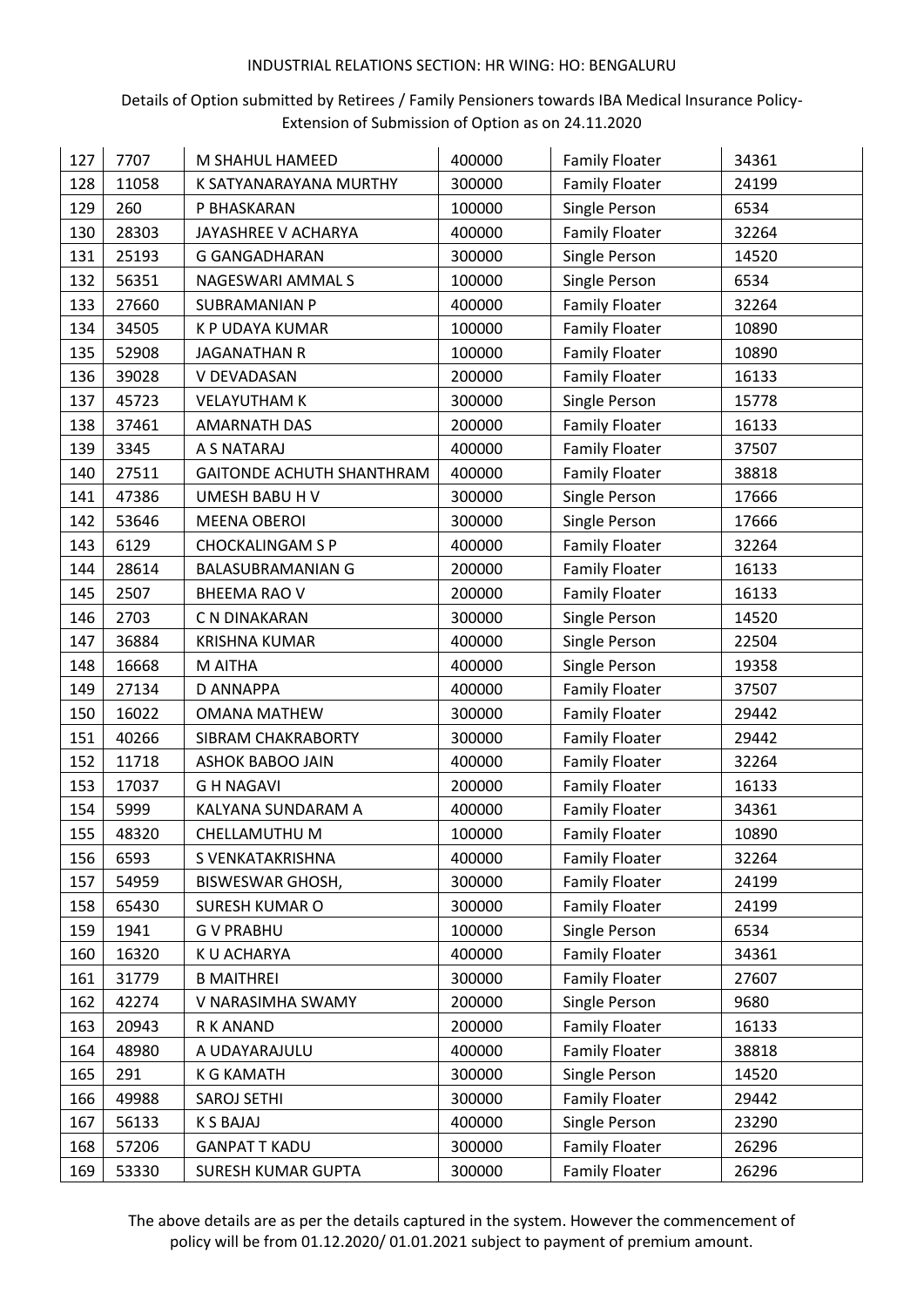INDUSTRIAL RELATIONS SECTION: HR WING: HO: BENGALURU

Details of Option submitted by Retirees / Family Pensioners towards IBA Medical Insurance Policy-Extension of Submission of Option as on 24.11.2020

| | | | | | |
|---|---|---|---|---|---|
| 127 | 7707 | M SHAHUL HAMEED | 400000 | Family Floater | 34361 |
| 128 | 11058 | K SATYANARAYANA MURTHY | 300000 | Family Floater | 24199 |
| 129 | 260 | P BHASKARAN | 100000 | Single Person | 6534 |
| 130 | 28303 | JAYASHREE V ACHARYA | 400000 | Family Floater | 32264 |
| 131 | 25193 | G GANGADHARAN | 300000 | Single Person | 14520 |
| 132 | 56351 | NAGESWARI AMMAL S | 100000 | Single Person | 6534 |
| 133 | 27660 | SUBRAMANIAN P | 400000 | Family Floater | 32264 |
| 134 | 34505 | K P UDAYA KUMAR | 100000 | Family Floater | 10890 |
| 135 | 52908 | JAGANATHAN R | 100000 | Family Floater | 10890 |
| 136 | 39028 | V DEVADASAN | 200000 | Family Floater | 16133 |
| 137 | 45723 | VELAYUTHAM K | 300000 | Single Person | 15778 |
| 138 | 37461 | AMARNATH DAS | 200000 | Family Floater | 16133 |
| 139 | 3345 | A S NATARAJ | 400000 | Family Floater | 37507 |
| 140 | 27511 | GAITONDE ACHUTH SHANTHRAM | 400000 | Family Floater | 38818 |
| 141 | 47386 | UMESH BABU H V | 300000 | Single Person | 17666 |
| 142 | 53646 | MEENA OBEROI | 300000 | Single Person | 17666 |
| 143 | 6129 | CHOCKALINGAM S P | 400000 | Family Floater | 32264 |
| 144 | 28614 | BALASUBRAMANIAN G | 200000 | Family Floater | 16133 |
| 145 | 2507 | BHEEMA RAO V | 200000 | Family Floater | 16133 |
| 146 | 2703 | C N DINAKARAN | 300000 | Single Person | 14520 |
| 147 | 36884 | KRISHNA KUMAR | 400000 | Single Person | 22504 |
| 148 | 16668 | M AITHA | 400000 | Single Person | 19358 |
| 149 | 27134 | D ANNAPPA | 400000 | Family Floater | 37507 |
| 150 | 16022 | OMANA MATHEW | 300000 | Family Floater | 29442 |
| 151 | 40266 | SIBRAM CHAKRABORTY | 300000 | Family Floater | 29442 |
| 152 | 11718 | ASHOK BABOO JAIN | 400000 | Family Floater | 32264 |
| 153 | 17037 | G H NAGAVI | 200000 | Family Floater | 16133 |
| 154 | 5999 | KALYANA SUNDARAM A | 400000 | Family Floater | 34361 |
| 155 | 48320 | CHELLAMUTHU M | 100000 | Family Floater | 10890 |
| 156 | 6593 | S VENKATAKRISHNA | 400000 | Family Floater | 32264 |
| 157 | 54959 | BISWESWAR GHOSH, | 300000 | Family Floater | 24199 |
| 158 | 65430 | SURESH KUMAR O | 300000 | Family Floater | 24199 |
| 159 | 1941 | G V PRABHU | 100000 | Single Person | 6534 |
| 160 | 16320 | K U ACHARYA | 400000 | Family Floater | 34361 |
| 161 | 31779 | B MAITHREI | 300000 | Family Floater | 27607 |
| 162 | 42274 | V NARASIMHA SWAMY | 200000 | Single Person | 9680 |
| 163 | 20943 | R K ANAND | 200000 | Family Floater | 16133 |
| 164 | 48980 | A UDAYARAJULU | 400000 | Family Floater | 38818 |
| 165 | 291 | K G KAMATH | 300000 | Single Person | 14520 |
| 166 | 49988 | SAROJ SETHI | 300000 | Family Floater | 29442 |
| 167 | 56133 | K S BAJAJ | 400000 | Single Person | 23290 |
| 168 | 57206 | GANPAT T KADU | 300000 | Family Floater | 26296 |
| 169 | 53330 | SURESH KUMAR GUPTA | 300000 | Family Floater | 26296 |

The above details are as per the details captured in the system. However the commencement of policy will be from 01.12.2020/ 01.01.2021 subject to payment of premium amount.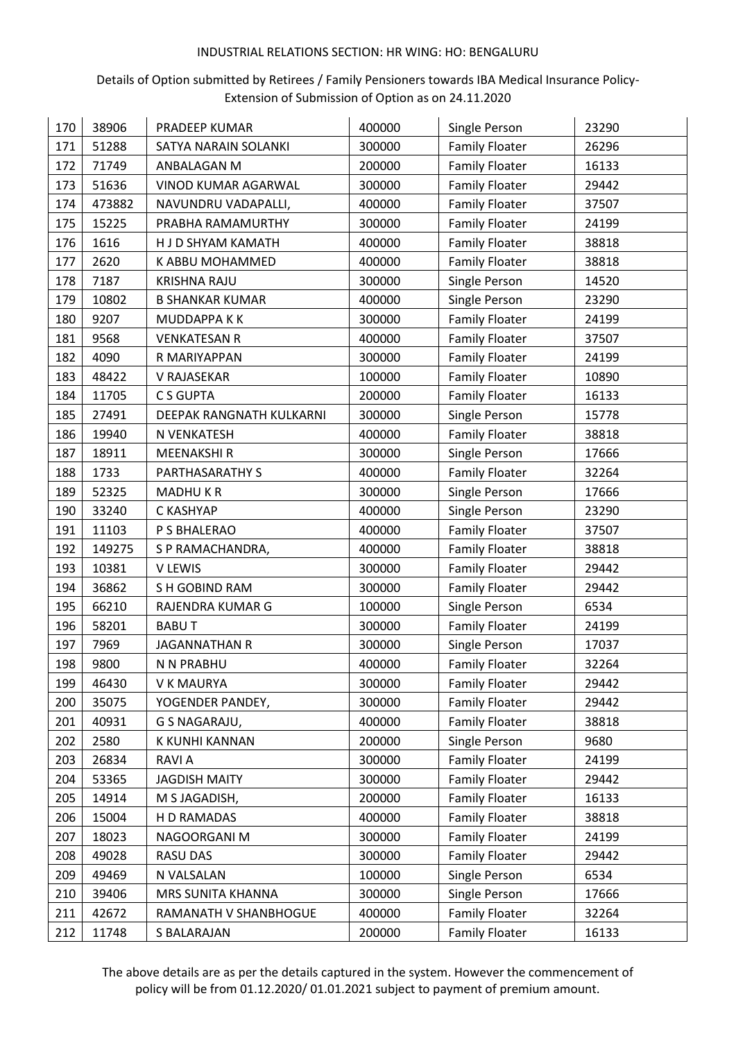INDUSTRIAL RELATIONS SECTION: HR WING: HO: BENGALURU

Details of Option submitted by Retirees / Family Pensioners towards IBA Medical Insurance Policy- Extension of Submission of Option as on 24.11.2020

| | | | | | |
|---|---|---|---|---|---|
| 170 | 38906 | PRADEEP KUMAR | 400000 | Single Person | 23290 |
| 171 | 51288 | SATYA NARAIN SOLANKI | 300000 | Family Floater | 26296 |
| 172 | 71749 | ANBALAGAN M | 200000 | Family Floater | 16133 |
| 173 | 51636 | VINOD KUMAR AGARWAL | 300000 | Family Floater | 29442 |
| 174 | 473882 | NAVUNDRU VADAPALLI, | 400000 | Family Floater | 37507 |
| 175 | 15225 | PRABHA RAMAMURTHY | 300000 | Family Floater | 24199 |
| 176 | 1616 | H J D SHYAM KAMATH | 400000 | Family Floater | 38818 |
| 177 | 2620 | K ABBU MOHAMMED | 400000 | Family Floater | 38818 |
| 178 | 7187 | KRISHNA RAJU | 300000 | Single Person | 14520 |
| 179 | 10802 | B SHANKAR KUMAR | 400000 | Single Person | 23290 |
| 180 | 9207 | MUDDAPPA K K | 300000 | Family Floater | 24199 |
| 181 | 9568 | VENKATESAN R | 400000 | Family Floater | 37507 |
| 182 | 4090 | R MARIYAPPAN | 300000 | Family Floater | 24199 |
| 183 | 48422 | V RAJASEKAR | 100000 | Family Floater | 10890 |
| 184 | 11705 | C S GUPTA | 200000 | Family Floater | 16133 |
| 185 | 27491 | DEEPAK RANGNATH KULKARNI | 300000 | Single Person | 15778 |
| 186 | 19940 | N VENKATESH | 400000 | Family Floater | 38818 |
| 187 | 18911 | MEENAKSHI R | 300000 | Single Person | 17666 |
| 188 | 1733 | PARTHASARATHY S | 400000 | Family Floater | 32264 |
| 189 | 52325 | MADHU K R | 300000 | Single Person | 17666 |
| 190 | 33240 | C KASHYAP | 400000 | Single Person | 23290 |
| 191 | 11103 | P S BHALERAO | 400000 | Family Floater | 37507 |
| 192 | 149275 | S P RAMACHANDRA, | 400000 | Family Floater | 38818 |
| 193 | 10381 | V LEWIS | 300000 | Family Floater | 29442 |
| 194 | 36862 | S H GOBIND RAM | 300000 | Family Floater | 29442 |
| 195 | 66210 | RAJENDRA KUMAR G | 100000 | Single Person | 6534 |
| 196 | 58201 | BABU T | 300000 | Family Floater | 24199 |
| 197 | 7969 | JAGANNATHAN R | 300000 | Single Person | 17037 |
| 198 | 9800 | N N PRABHU | 400000 | Family Floater | 32264 |
| 199 | 46430 | V K MAURYA | 300000 | Family Floater | 29442 |
| 200 | 35075 | YOGENDER PANDEY, | 300000 | Family Floater | 29442 |
| 201 | 40931 | G S NAGARAJU, | 400000 | Family Floater | 38818 |
| 202 | 2580 | K KUNHI KANNAN | 200000 | Single Person | 9680 |
| 203 | 26834 | RAVI A | 300000 | Family Floater | 24199 |
| 204 | 53365 | JAGDISH MAITY | 300000 | Family Floater | 29442 |
| 205 | 14914 | M S JAGADISH, | 200000 | Family Floater | 16133 |
| 206 | 15004 | H D RAMADAS | 400000 | Family Floater | 38818 |
| 207 | 18023 | NAGOORGANI M | 300000 | Family Floater | 24199 |
| 208 | 49028 | RASU DAS | 300000 | Family Floater | 29442 |
| 209 | 49469 | N VALSALAN | 100000 | Single Person | 6534 |
| 210 | 39406 | MRS SUNITA KHANNA | 300000 | Single Person | 17666 |
| 211 | 42672 | RAMANATH V SHANBHOGUE | 400000 | Family Floater | 32264 |
| 212 | 11748 | S BALARAJAN | 200000 | Family Floater | 16133 |

The above details are as per the details captured in the system. However the commencement of policy will be from 01.12.2020/ 01.01.2021 subject to payment of premium amount.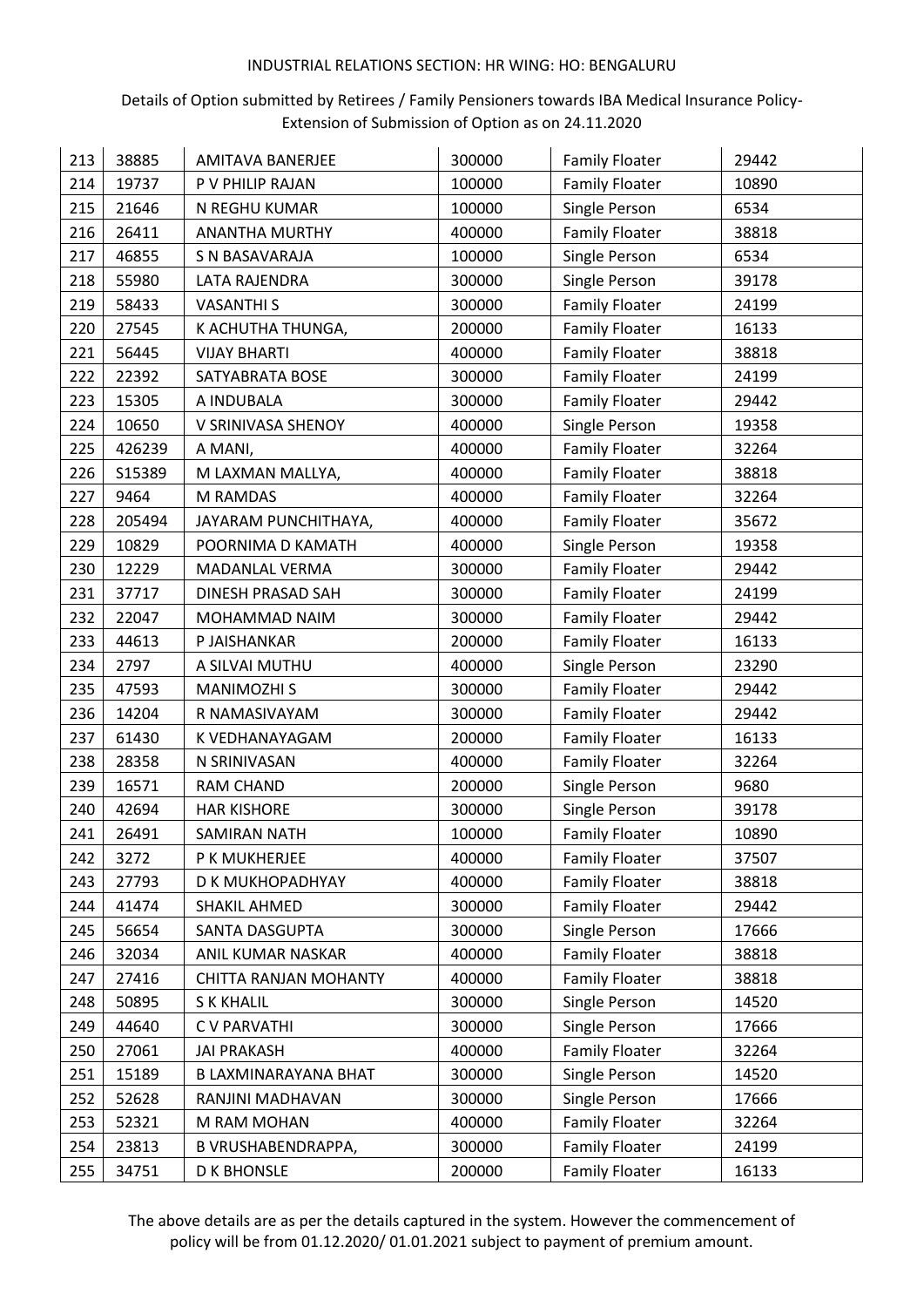INDUSTRIAL RELATIONS SECTION: HR WING: HO: BENGALURU

Details of Option submitted by Retirees / Family Pensioners towards IBA Medical Insurance Policy-Extension of Submission of Option as on 24.11.2020

| | | | | | |
|---|---|---|---|---|---|
| 213 | 38885 | AMITAVA BANERJEE | 300000 | Family Floater | 29442 |
| 214 | 19737 | P V PHILIP RAJAN | 100000 | Family Floater | 10890 |
| 215 | 21646 | N REGHU KUMAR | 100000 | Single Person | 6534 |
| 216 | 26411 | ANANTHA MURTHY | 400000 | Family Floater | 38818 |
| 217 | 46855 | S N BASAVARAJA | 100000 | Single Person | 6534 |
| 218 | 55980 | LATA RAJENDRA | 300000 | Single Person | 39178 |
| 219 | 58433 | VASANTHI S | 300000 | Family Floater | 24199 |
| 220 | 27545 | K ACHUTHA THUNGA, | 200000 | Family Floater | 16133 |
| 221 | 56445 | VIJAY BHARTI | 400000 | Family Floater | 38818 |
| 222 | 22392 | SATYABRATA BOSE | 300000 | Family Floater | 24199 |
| 223 | 15305 | A INDUBALA | 300000 | Family Floater | 29442 |
| 224 | 10650 | V SRINIVASA SHENOY | 400000 | Single Person | 19358 |
| 225 | 426239 | A MANI, | 400000 | Family Floater | 32264 |
| 226 | S15389 | M LAXMAN MALLYA, | 400000 | Family Floater | 38818 |
| 227 | 9464 | M RAMDAS | 400000 | Family Floater | 32264 |
| 228 | 205494 | JAYARAM PUNCHITHAYA, | 400000 | Family Floater | 35672 |
| 229 | 10829 | POORNIMA D KAMATH | 400000 | Single Person | 19358 |
| 230 | 12229 | MADANLAL VERMA | 300000 | Family Floater | 29442 |
| 231 | 37717 | DINESH PRASAD SAH | 300000 | Family Floater | 24199 |
| 232 | 22047 | MOHAMMAD NAIM | 300000 | Family Floater | 29442 |
| 233 | 44613 | P JAISHANKAR | 200000 | Family Floater | 16133 |
| 234 | 2797 | A SILVAI MUTHU | 400000 | Single Person | 23290 |
| 235 | 47593 | MANIMOZHI S | 300000 | Family Floater | 29442 |
| 236 | 14204 | R NAMASIVAYAM | 300000 | Family Floater | 29442 |
| 237 | 61430 | K VEDHANAYAGAM | 200000 | Family Floater | 16133 |
| 238 | 28358 | N SRINIVASAN | 400000 | Family Floater | 32264 |
| 239 | 16571 | RAM CHAND | 200000 | Single Person | 9680 |
| 240 | 42694 | HAR KISHORE | 300000 | Single Person | 39178 |
| 241 | 26491 | SAMIRAN NATH | 100000 | Family Floater | 10890 |
| 242 | 3272 | P K MUKHERJEE | 400000 | Family Floater | 37507 |
| 243 | 27793 | D K MUKHOPADHYAY | 400000 | Family Floater | 38818 |
| 244 | 41474 | SHAKIL AHMED | 300000 | Family Floater | 29442 |
| 245 | 56654 | SANTA DASGUPTA | 300000 | Single Person | 17666 |
| 246 | 32034 | ANIL KUMAR NASKAR | 400000 | Family Floater | 38818 |
| 247 | 27416 | CHITTA RANJAN MOHANTY | 400000 | Family Floater | 38818 |
| 248 | 50895 | S K KHALIL | 300000 | Single Person | 14520 |
| 249 | 44640 | C V PARVATHI | 300000 | Single Person | 17666 |
| 250 | 27061 | JAI PRAKASH | 400000 | Family Floater | 32264 |
| 251 | 15189 | B LAXMINARAYANA BHAT | 300000 | Single Person | 14520 |
| 252 | 52628 | RANJINI MADHAVAN | 300000 | Single Person | 17666 |
| 253 | 52321 | M RAM MOHAN | 400000 | Family Floater | 32264 |
| 254 | 23813 | B VRUSHABENDRAPPA, | 300000 | Family Floater | 24199 |
| 255 | 34751 | D K BHONSLE | 200000 | Family Floater | 16133 |

The above details are as per the details captured in the system. However the commencement of policy will be from 01.12.2020/ 01.01.2021 subject to payment of premium amount.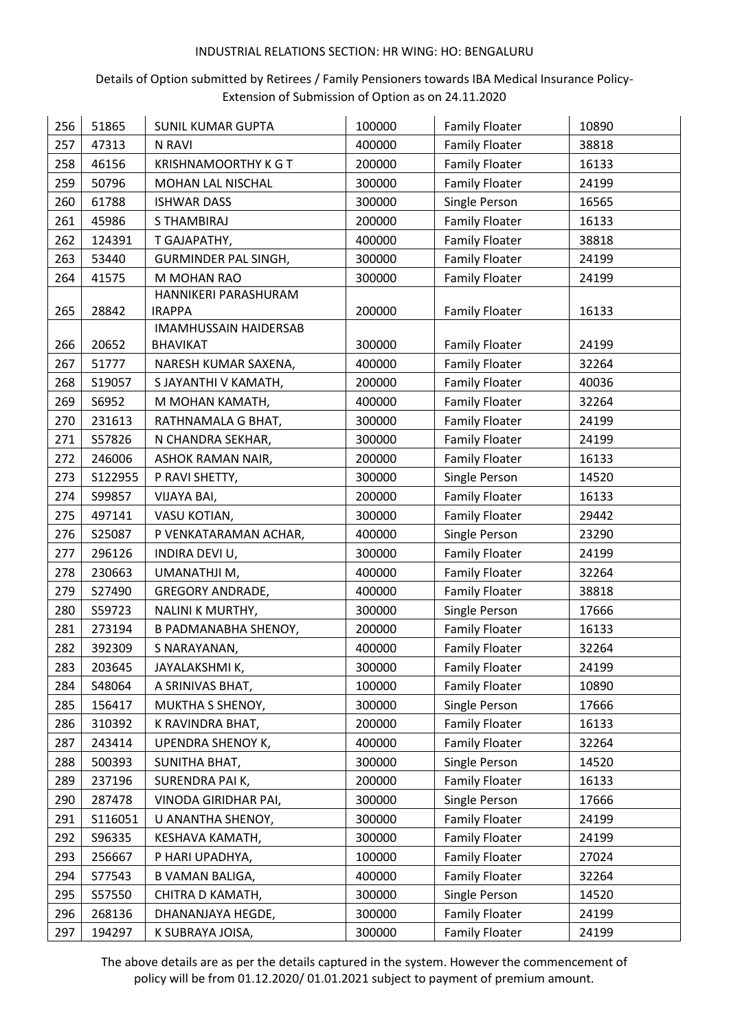INDUSTRIAL RELATIONS SECTION: HR WING: HO: BENGALURU

Details of Option submitted by Retirees / Family Pensioners towards IBA Medical Insurance Policy-Extension of Submission of Option as on 24.11.2020

| | | | | | |
|---|---|---|---|---|---|
| 256 | 51865 | SUNIL KUMAR GUPTA | 100000 | Family Floater | 10890 |
| 257 | 47313 | N RAVI | 400000 | Family Floater | 38818 |
| 258 | 46156 | KRISHNAMOORTHY K G T | 200000 | Family Floater | 16133 |
| 259 | 50796 | MOHAN LAL NISCHAL | 300000 | Family Floater | 24199 |
| 260 | 61788 | ISHWAR DASS | 300000 | Single Person | 16565 |
| 261 | 45986 | S THAMBIRAJ | 200000 | Family Floater | 16133 |
| 262 | 124391 | T GAJAPATHY, | 400000 | Family Floater | 38818 |
| 263 | 53440 | GURMINDER PAL SINGH, | 300000 | Family Floater | 24199 |
| 264 | 41575 | M MOHAN RAO | 300000 | Family Floater | 24199 |
| 265 | 28842 | HANNIKERI PARASHURAM IRAPPA | 200000 | Family Floater | 16133 |
| 266 | 20652 | IMAMHUSSAIN HAIDERSAB BHAVIKAT | 300000 | Family Floater | 24199 |
| 267 | 51777 | NARESH KUMAR SAXENA, | 400000 | Family Floater | 32264 |
| 268 | S19057 | S JAYANTHI V KAMATH, | 200000 | Family Floater | 40036 |
| 269 | S6952 | M MOHAN KAMATH, | 400000 | Family Floater | 32264 |
| 270 | 231613 | RATHNAMALA G BHAT, | 300000 | Family Floater | 24199 |
| 271 | S57826 | N CHANDRA SEKHAR, | 300000 | Family Floater | 24199 |
| 272 | 246006 | ASHOK RAMAN NAIR, | 200000 | Family Floater | 16133 |
| 273 | S122955 | P RAVI SHETTY, | 300000 | Single Person | 14520 |
| 274 | S99857 | VIJAYA BAI, | 200000 | Family Floater | 16133 |
| 275 | 497141 | VASU KOTIAN, | 300000 | Family Floater | 29442 |
| 276 | S25087 | P VENKATARAMAN ACHAR, | 400000 | Single Person | 23290 |
| 277 | 296126 | INDIRA DEVI U, | 300000 | Family Floater | 24199 |
| 278 | 230663 | UMANATHJI M, | 400000 | Family Floater | 32264 |
| 279 | S27490 | GREGORY ANDRADE, | 400000 | Family Floater | 38818 |
| 280 | S59723 | NALINI K MURTHY, | 300000 | Single Person | 17666 |
| 281 | 273194 | B PADMANABHA SHENOY, | 200000 | Family Floater | 16133 |
| 282 | 392309 | S NARAYANAN, | 400000 | Family Floater | 32264 |
| 283 | 203645 | JAYALAKSHMI K, | 300000 | Family Floater | 24199 |
| 284 | S48064 | A SRINIVAS BHAT, | 100000 | Family Floater | 10890 |
| 285 | 156417 | MUKTHA S SHENOY, | 300000 | Single Person | 17666 |
| 286 | 310392 | K RAVINDRA BHAT, | 200000 | Family Floater | 16133 |
| 287 | 243414 | UPENDRA SHENOY K, | 400000 | Family Floater | 32264 |
| 288 | 500393 | SUNITHA BHAT, | 300000 | Single Person | 14520 |
| 289 | 237196 | SURENDRA PAI K, | 200000 | Family Floater | 16133 |
| 290 | 287478 | VINODA GIRIDHAR PAI, | 300000 | Single Person | 17666 |
| 291 | S116051 | U ANANTHA SHENOY, | 300000 | Family Floater | 24199 |
| 292 | S96335 | KESHAVA KAMATH, | 300000 | Family Floater | 24199 |
| 293 | 256667 | P HARI UPADHYA, | 100000 | Family Floater | 27024 |
| 294 | S77543 | B VAMAN BALIGA, | 400000 | Family Floater | 32264 |
| 295 | S57550 | CHITRA D KAMATH, | 300000 | Single Person | 14520 |
| 296 | 268136 | DHANANJAYA HEGDE, | 300000 | Family Floater | 24199 |
| 297 | 194297 | K SUBRAYA JOISA, | 300000 | Family Floater | 24199 |

The above details are as per the details captured in the system. However the commencement of policy will be from 01.12.2020/ 01.01.2021 subject to payment of premium amount.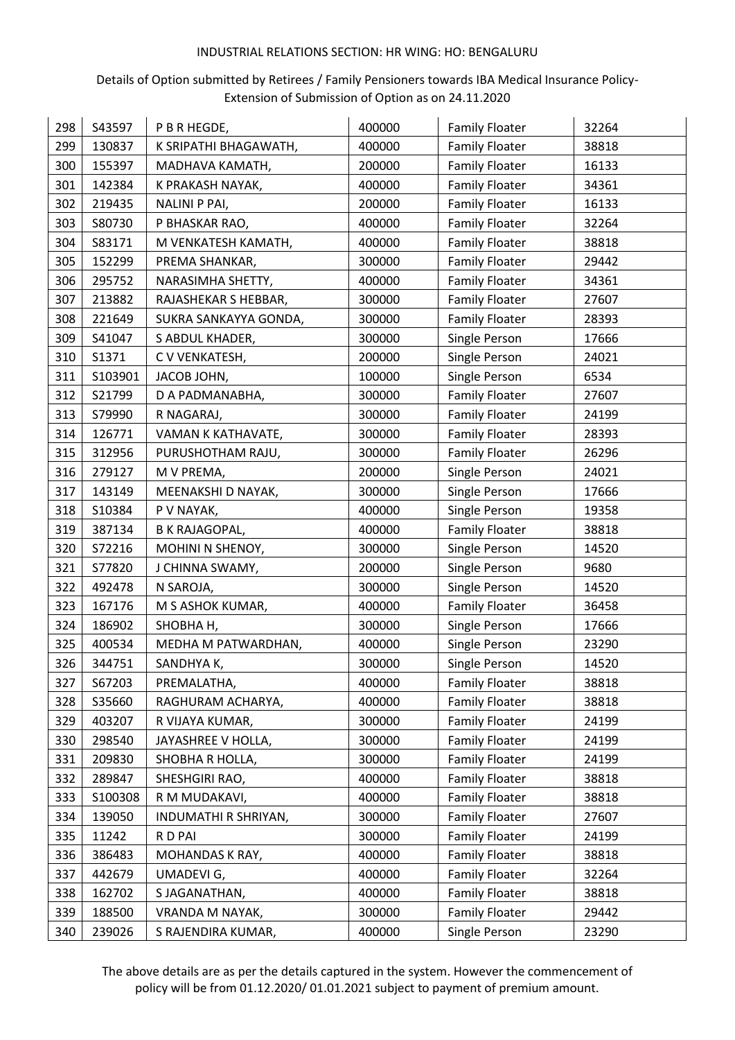INDUSTRIAL RELATIONS SECTION: HR WING: HO: BENGALURU

Details of Option submitted by Retirees / Family Pensioners towards IBA Medical Insurance Policy- Extension of Submission of Option as on 24.11.2020

| | | | | | |
|---|---|---|---|---|---|
| 298 | S43597 | P B R HEGDE, | 400000 | Family Floater | 32264 |
| 299 | 130837 | K SRIPATHI BHAGAWATH, | 400000 | Family Floater | 38818 |
| 300 | 155397 | MADHAVA KAMATH, | 200000 | Family Floater | 16133 |
| 301 | 142384 | K PRAKASH NAYAK, | 400000 | Family Floater | 34361 |
| 302 | 219435 | NALINI P PAI, | 200000 | Family Floater | 16133 |
| 303 | S80730 | P BHASKAR RAO, | 400000 | Family Floater | 32264 |
| 304 | S83171 | M VENKATESH KAMATH, | 400000 | Family Floater | 38818 |
| 305 | 152299 | PREMA SHANKAR, | 300000 | Family Floater | 29442 |
| 306 | 295752 | NARASIMHA SHETTY, | 400000 | Family Floater | 34361 |
| 307 | 213882 | RAJASHEKAR S HEBBAR, | 300000 | Family Floater | 27607 |
| 308 | 221649 | SUKRA SANKAYYA GONDA, | 300000 | Family Floater | 28393 |
| 309 | S41047 | S ABDUL KHADER, | 300000 | Single Person | 17666 |
| 310 | S1371 | C V VENKATESH, | 200000 | Single Person | 24021 |
| 311 | S103901 | JACOB JOHN, | 100000 | Single Person | 6534 |
| 312 | S21799 | D A PADMANABHA, | 300000 | Family Floater | 27607 |
| 313 | S79990 | R NAGARAJ, | 300000 | Family Floater | 24199 |
| 314 | 126771 | VAMAN K KATHAVATE, | 300000 | Family Floater | 28393 |
| 315 | 312956 | PURUSHOTHAM RAJU, | 300000 | Family Floater | 26296 |
| 316 | 279127 | M V PREMA, | 200000 | Single Person | 24021 |
| 317 | 143149 | MEENAKSHI D NAYAK, | 300000 | Single Person | 17666 |
| 318 | S10384 | P V NAYAK, | 400000 | Single Person | 19358 |
| 319 | 387134 | B K RAJAGOPAL, | 400000 | Family Floater | 38818 |
| 320 | S72216 | MOHINI N SHENOY, | 300000 | Single Person | 14520 |
| 321 | S77820 | J CHINNA SWAMY, | 200000 | Single Person | 9680 |
| 322 | 492478 | N SAROJA, | 300000 | Single Person | 14520 |
| 323 | 167176 | M S ASHOK KUMAR, | 400000 | Family Floater | 36458 |
| 324 | 186902 | SHOBHA H, | 300000 | Single Person | 17666 |
| 325 | 400534 | MEDHA M PATWARDHAN, | 400000 | Single Person | 23290 |
| 326 | 344751 | SANDHYA K, | 300000 | Single Person | 14520 |
| 327 | S67203 | PREMALATHA, | 400000 | Family Floater | 38818 |
| 328 | S35660 | RAGHURAM ACHARYA, | 400000 | Family Floater | 38818 |
| 329 | 403207 | R VIJAYA KUMAR, | 300000 | Family Floater | 24199 |
| 330 | 298540 | JAYASHREE V HOLLA, | 300000 | Family Floater | 24199 |
| 331 | 209830 | SHOBHA R HOLLA, | 300000 | Family Floater | 24199 |
| 332 | 289847 | SHESHGIRI RAO, | 400000 | Family Floater | 38818 |
| 333 | S100308 | R M MUDAKAVI, | 400000 | Family Floater | 38818 |
| 334 | 139050 | INDUMATHI R SHRIYAN, | 300000 | Family Floater | 27607 |
| 335 | 11242 | R D PAI | 300000 | Family Floater | 24199 |
| 336 | 386483 | MOHANDAS K RAY, | 400000 | Family Floater | 38818 |
| 337 | 442679 | UMADEVI G, | 400000 | Family Floater | 32264 |
| 338 | 162702 | S JAGANATHAN, | 400000 | Family Floater | 38818 |
| 339 | 188500 | VRANDA M NAYAK, | 300000 | Family Floater | 29442 |
| 340 | 239026 | S RAJENDIRA KUMAR, | 400000 | Single Person | 23290 |

The above details are as per the details captured in the system. However the commencement of policy will be from 01.12.2020/ 01.01.2021 subject to payment of premium amount.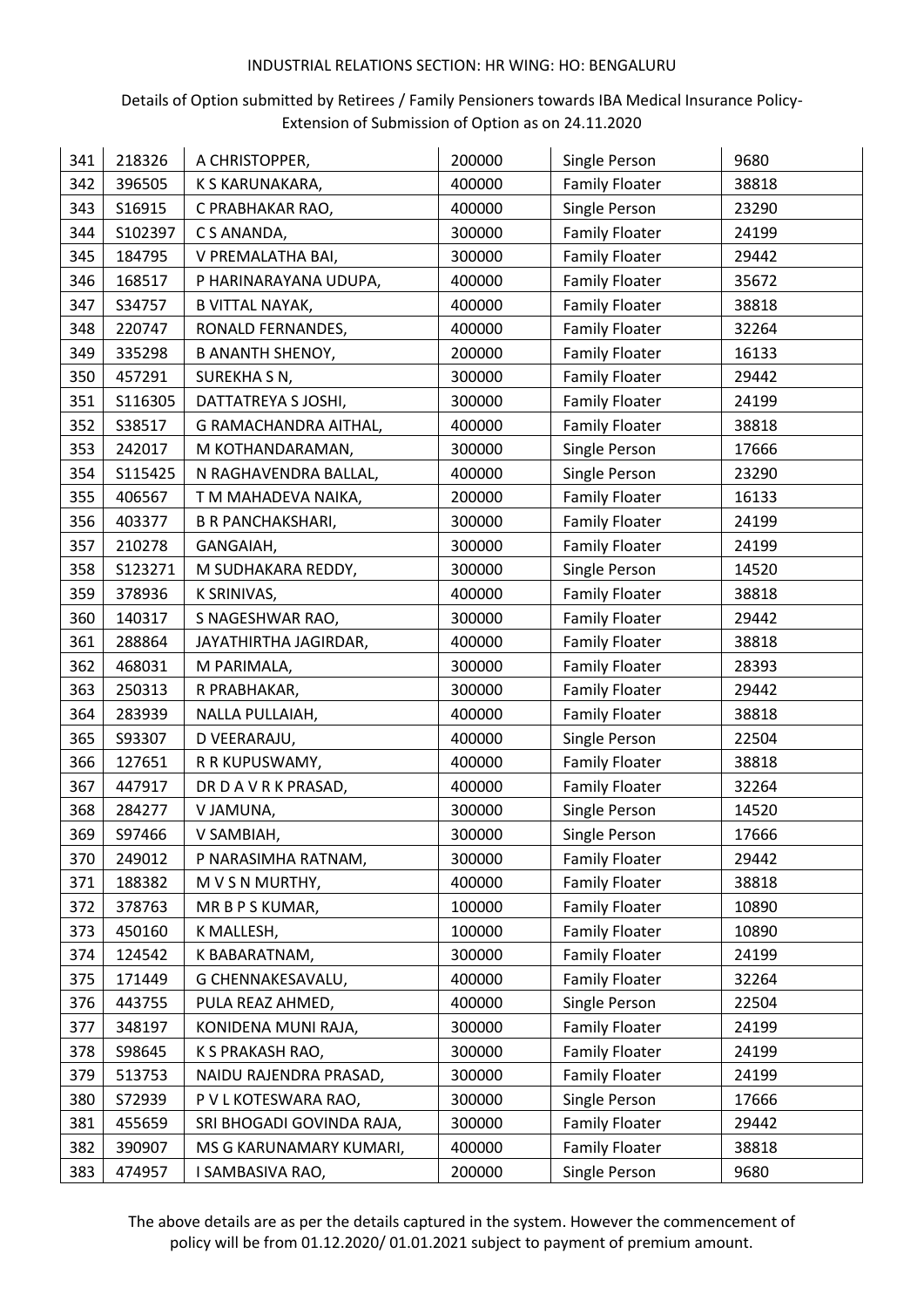INDUSTRIAL RELATIONS SECTION: HR WING: HO: BENGALURU

Details of Option submitted by Retirees / Family Pensioners towards IBA Medical Insurance Policy-Extension of Submission of Option as on 24.11.2020

| | | | | | |
|---|---|---|---|---|---|
| 341 | 218326 | A CHRISTOPPER, | 200000 | Single Person | 9680 |
| 342 | 396505 | K S KARUNAKARA, | 400000 | Family Floater | 38818 |
| 343 | S16915 | C PRABHAKAR RAO, | 400000 | Single Person | 23290 |
| 344 | S102397 | C S ANANDA, | 300000 | Family Floater | 24199 |
| 345 | 184795 | V PREMALATHA BAI, | 300000 | Family Floater | 29442 |
| 346 | 168517 | P HARINARAYANA UDUPA, | 400000 | Family Floater | 35672 |
| 347 | S34757 | B VITTAL NAYAK, | 400000 | Family Floater | 38818 |
| 348 | 220747 | RONALD FERNANDES, | 400000 | Family Floater | 32264 |
| 349 | 335298 | B ANANTH SHENOY, | 200000 | Family Floater | 16133 |
| 350 | 457291 | SUREKHA S N, | 300000 | Family Floater | 29442 |
| 351 | S116305 | DATTATREYA S JOSHI, | 300000 | Family Floater | 24199 |
| 352 | S38517 | G RAMACHANDRA AITHAL, | 400000 | Family Floater | 38818 |
| 353 | 242017 | M KOTHANDARAMAN, | 300000 | Single Person | 17666 |
| 354 | S115425 | N RAGHAVENDRA BALLAL, | 400000 | Single Person | 23290 |
| 355 | 406567 | T M MAHADEVA NAIKA, | 200000 | Family Floater | 16133 |
| 356 | 403377 | B R PANCHAKSHARI, | 300000 | Family Floater | 24199 |
| 357 | 210278 | GANGAIAH, | 300000 | Family Floater | 24199 |
| 358 | S123271 | M SUDHAKARA REDDY, | 300000 | Single Person | 14520 |
| 359 | 378936 | K SRINIVAS, | 400000 | Family Floater | 38818 |
| 360 | 140317 | S NAGESHWAR RAO, | 300000 | Family Floater | 29442 |
| 361 | 288864 | JAYATHIRTHA JAGIRDAR, | 400000 | Family Floater | 38818 |
| 362 | 468031 | M PARIMALA, | 300000 | Family Floater | 28393 |
| 363 | 250313 | R PRABHAKAR, | 300000 | Family Floater | 29442 |
| 364 | 283939 | NALLA PULLAIAH, | 400000 | Family Floater | 38818 |
| 365 | S93307 | D VEERARAJU, | 400000 | Single Person | 22504 |
| 366 | 127651 | R R KUPUSWAMY, | 400000 | Family Floater | 38818 |
| 367 | 447917 | DR D A V R K PRASAD, | 400000 | Family Floater | 32264 |
| 368 | 284277 | V JAMUNA, | 300000 | Single Person | 14520 |
| 369 | S97466 | V SAMBIAH, | 300000 | Single Person | 17666 |
| 370 | 249012 | P NARASIMHA RATNAM, | 300000 | Family Floater | 29442 |
| 371 | 188382 | M V S N MURTHY, | 400000 | Family Floater | 38818 |
| 372 | 378763 | MR B P S KUMAR, | 100000 | Family Floater | 10890 |
| 373 | 450160 | K MALLESH, | 100000 | Family Floater | 10890 |
| 374 | 124542 | K BABARATNAM, | 300000 | Family Floater | 24199 |
| 375 | 171449 | G CHENNAKESAVALU, | 400000 | Family Floater | 32264 |
| 376 | 443755 | PULA REAZ AHMED, | 400000 | Single Person | 22504 |
| 377 | 348197 | KONIDENA MUNI RAJA, | 300000 | Family Floater | 24199 |
| 378 | S98645 | K S PRAKASH RAO, | 300000 | Family Floater | 24199 |
| 379 | 513753 | NAIDU RAJENDRA PRASAD, | 300000 | Family Floater | 24199 |
| 380 | S72939 | P V L KOTESWARA RAO, | 300000 | Single Person | 17666 |
| 381 | 455659 | SRI BHOGADI GOVINDA RAJA, | 300000 | Family Floater | 29442 |
| 382 | 390907 | MS G KARUNAMARY KUMARI, | 400000 | Family Floater | 38818 |
| 383 | 474957 | I SAMBASIVA RAO, | 200000 | Single Person | 9680 |

The above details are as per the details captured in the system. However the commencement of policy will be from 01.12.2020/ 01.01.2021 subject to payment of premium amount.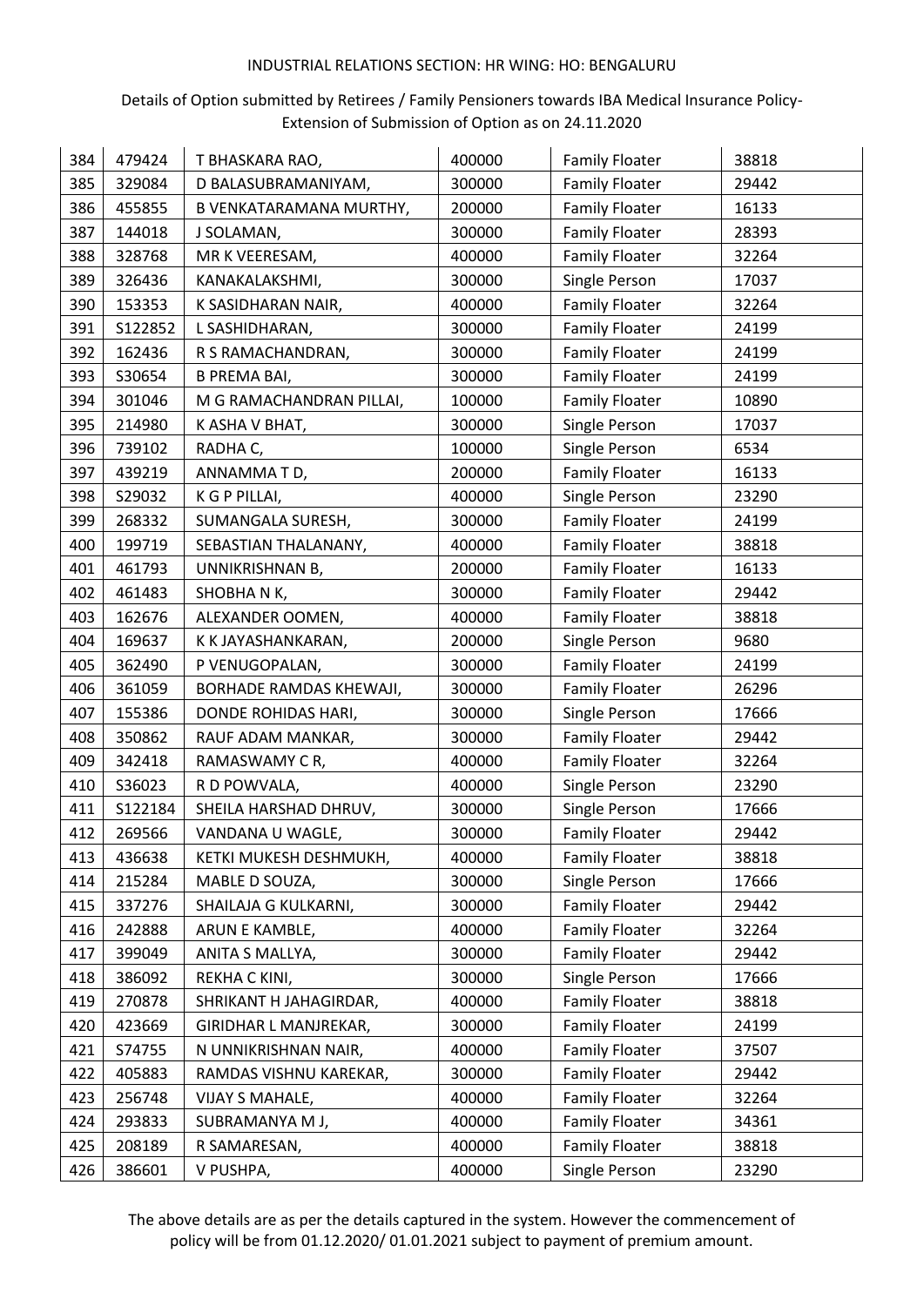INDUSTRIAL RELATIONS SECTION: HR WING: HO: BENGALURU

Details of Option submitted by Retirees / Family Pensioners towards IBA Medical Insurance Policy-Extension of Submission of Option as on 24.11.2020

| | | | | | |
|---|---|---|---|---|---|
| 384 | 479424 | T BHASKARA RAO, | 400000 | Family Floater | 38818 |
| 385 | 329084 | D BALASUBRAMANIYAM, | 300000 | Family Floater | 29442 |
| 386 | 455855 | B VENKATARAMANA MURTHY, | 200000 | Family Floater | 16133 |
| 387 | 144018 | J SOLAMAN, | 300000 | Family Floater | 28393 |
| 388 | 328768 | MR K VEERESAM, | 400000 | Family Floater | 32264 |
| 389 | 326436 | KANAKALAKSHMI, | 300000 | Single Person | 17037 |
| 390 | 153353 | K SASIDHARAN NAIR, | 400000 | Family Floater | 32264 |
| 391 | S122852 | L SASHIDHARAN, | 300000 | Family Floater | 24199 |
| 392 | 162436 | R S RAMACHANDRAN, | 300000 | Family Floater | 24199 |
| 393 | S30654 | B PREMA BAI, | 300000 | Family Floater | 24199 |
| 394 | 301046 | M G RAMACHANDRAN PILLAI, | 100000 | Family Floater | 10890 |
| 395 | 214980 | K ASHA V BHAT, | 300000 | Single Person | 17037 |
| 396 | 739102 | RADHA C, | 100000 | Single Person | 6534 |
| 397 | 439219 | ANNAMMA T D, | 200000 | Family Floater | 16133 |
| 398 | S29032 | K G P PILLAI, | 400000 | Single Person | 23290 |
| 399 | 268332 | SUMANGALA SURESH, | 300000 | Family Floater | 24199 |
| 400 | 199719 | SEBASTIAN THALANANY, | 400000 | Family Floater | 38818 |
| 401 | 461793 | UNNIKRISHNAN B, | 200000 | Family Floater | 16133 |
| 402 | 461483 | SHOBHA N K, | 300000 | Family Floater | 29442 |
| 403 | 162676 | ALEXANDER OOMEN, | 400000 | Family Floater | 38818 |
| 404 | 169637 | K K JAYASHANKARAN, | 200000 | Single Person | 9680 |
| 405 | 362490 | P VENUGOPALAN, | 300000 | Family Floater | 24199 |
| 406 | 361059 | BORHADE RAMDAS KHEWAJI, | 300000 | Family Floater | 26296 |
| 407 | 155386 | DONDE ROHIDAS HARI, | 300000 | Single Person | 17666 |
| 408 | 350862 | RAUF ADAM MANKAR, | 300000 | Family Floater | 29442 |
| 409 | 342418 | RAMASWAMY C R, | 400000 | Family Floater | 32264 |
| 410 | S36023 | R D POWVALA, | 400000 | Single Person | 23290 |
| 411 | S122184 | SHEILA HARSHAD DHRUV, | 300000 | Single Person | 17666 |
| 412 | 269566 | VANDANA U WAGLE, | 300000 | Family Floater | 29442 |
| 413 | 436638 | KETKI MUKESH DESHMUKH, | 400000 | Family Floater | 38818 |
| 414 | 215284 | MABLE D SOUZA, | 300000 | Single Person | 17666 |
| 415 | 337276 | SHAILAJA G KULKARNI, | 300000 | Family Floater | 29442 |
| 416 | 242888 | ARUN E KAMBLE, | 400000 | Family Floater | 32264 |
| 417 | 399049 | ANITA S MALLYA, | 300000 | Family Floater | 29442 |
| 418 | 386092 | REKHA C KINI, | 300000 | Single Person | 17666 |
| 419 | 270878 | SHRIKANT H JAHAGIRDAR, | 400000 | Family Floater | 38818 |
| 420 | 423669 | GIRIDHAR L MANJREKAR, | 300000 | Family Floater | 24199 |
| 421 | S74755 | N UNNIKRISHNAN NAIR, | 400000 | Family Floater | 37507 |
| 422 | 405883 | RAMDAS VISHNU KAREKAR, | 300000 | Family Floater | 29442 |
| 423 | 256748 | VIJAY S MAHALE, | 400000 | Family Floater | 32264 |
| 424 | 293833 | SUBRAMANYA M J, | 400000 | Family Floater | 34361 |
| 425 | 208189 | R SAMARESAN, | 400000 | Family Floater | 38818 |
| 426 | 386601 | V PUSHPA, | 400000 | Single Person | 23290 |

The above details are as per the details captured in the system. However the commencement of policy will be from 01.12.2020/ 01.01.2021 subject to payment of premium amount.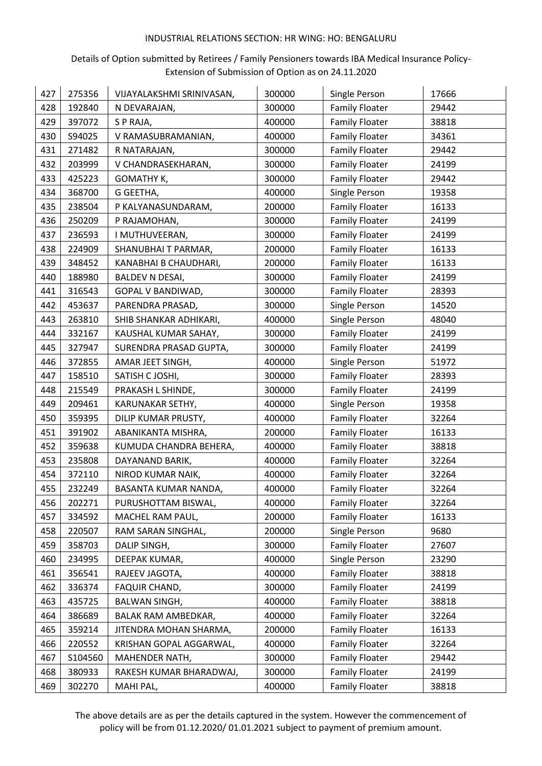INDUSTRIAL RELATIONS SECTION: HR WING: HO: BENGALURU

Details of Option submitted by Retirees / Family Pensioners towards IBA Medical Insurance Policy-Extension of Submission of Option as on 24.11.2020

| | | | | | |
|---|---|---|---|---|---|
| 427 | 275356 | VIJAYALAKSHMI SRINIVASAN, | 300000 | Single Person | 17666 |
| 428 | 192840 | N DEVARAJAN, | 300000 | Family Floater | 29442 |
| 429 | 397072 | S P RAJA, | 400000 | Family Floater | 38818 |
| 430 | S94025 | V RAMASUBRAMANIAN, | 400000 | Family Floater | 34361 |
| 431 | 271482 | R NATARAJAN, | 300000 | Family Floater | 29442 |
| 432 | 203999 | V CHANDRASEKHARAN, | 300000 | Family Floater | 24199 |
| 433 | 425223 | GOMATHY K, | 300000 | Family Floater | 29442 |
| 434 | 368700 | G GEETHA, | 400000 | Single Person | 19358 |
| 435 | 238504 | P KALYANASUNDARAM, | 200000 | Family Floater | 16133 |
| 436 | 250209 | P RAJAMOHAN, | 300000 | Family Floater | 24199 |
| 437 | 236593 | I MUTHUVEERAN, | 300000 | Family Floater | 24199 |
| 438 | 224909 | SHANUBHAI T PARMAR, | 200000 | Family Floater | 16133 |
| 439 | 348452 | KANABHAI B CHAUDHARI, | 200000 | Family Floater | 16133 |
| 440 | 188980 | BALDEV N DESAI, | 300000 | Family Floater | 24199 |
| 441 | 316543 | GOPAL V BANDIWAD, | 300000 | Family Floater | 28393 |
| 442 | 453637 | PARENDRA PRASAD, | 300000 | Single Person | 14520 |
| 443 | 263810 | SHIB SHANKAR ADHIKARI, | 400000 | Single Person | 48040 |
| 444 | 332167 | KAUSHAL KUMAR SAHAY, | 300000 | Family Floater | 24199 |
| 445 | 327947 | SURENDRA PRASAD GUPTA, | 300000 | Family Floater | 24199 |
| 446 | 372855 | AMAR JEET SINGH, | 400000 | Single Person | 51972 |
| 447 | 158510 | SATISH C JOSHI, | 300000 | Family Floater | 28393 |
| 448 | 215549 | PRAKASH L SHINDE, | 300000 | Family Floater | 24199 |
| 449 | 209461 | KARUNAKAR SETHY, | 400000 | Single Person | 19358 |
| 450 | 359395 | DILIP KUMAR PRUSTY, | 400000 | Family Floater | 32264 |
| 451 | 391902 | ABANIKANTA MISHRA, | 200000 | Family Floater | 16133 |
| 452 | 359638 | KUMUDA CHANDRA BEHERA, | 400000 | Family Floater | 38818 |
| 453 | 235808 | DAYANAND BARIK, | 400000 | Family Floater | 32264 |
| 454 | 372110 | NIROD KUMAR NAIK, | 400000 | Family Floater | 32264 |
| 455 | 232249 | BASANTA KUMAR NANDA, | 400000 | Family Floater | 32264 |
| 456 | 202271 | PURUSHOTTAM BISWAL, | 400000 | Family Floater | 32264 |
| 457 | 334592 | MACHEL RAM PAUL, | 200000 | Family Floater | 16133 |
| 458 | 220507 | RAM SARAN SINGHAL, | 200000 | Single Person | 9680 |
| 459 | 358703 | DALIP SINGH, | 300000 | Family Floater | 27607 |
| 460 | 234995 | DEEPAK KUMAR, | 400000 | Single Person | 23290 |
| 461 | 356541 | RAJEEV JAGOTA, | 400000 | Family Floater | 38818 |
| 462 | 336374 | FAQUIR CHAND, | 300000 | Family Floater | 24199 |
| 463 | 435725 | BALWAN SINGH, | 400000 | Family Floater | 38818 |
| 464 | 386689 | BALAK RAM AMBEDKAR, | 400000 | Family Floater | 32264 |
| 465 | 359214 | JITENDRA MOHAN SHARMA, | 200000 | Family Floater | 16133 |
| 466 | 220552 | KRISHAN GOPAL AGGARWAL, | 400000 | Family Floater | 32264 |
| 467 | S104560 | MAHENDER NATH, | 300000 | Family Floater | 29442 |
| 468 | 380933 | RAKESH KUMAR BHARADWAJ, | 300000 | Family Floater | 24199 |
| 469 | 302270 | MAHI PAL, | 400000 | Family Floater | 38818 |

The above details are as per the details captured in the system. However the commencement of policy will be from 01.12.2020/ 01.01.2021 subject to payment of premium amount.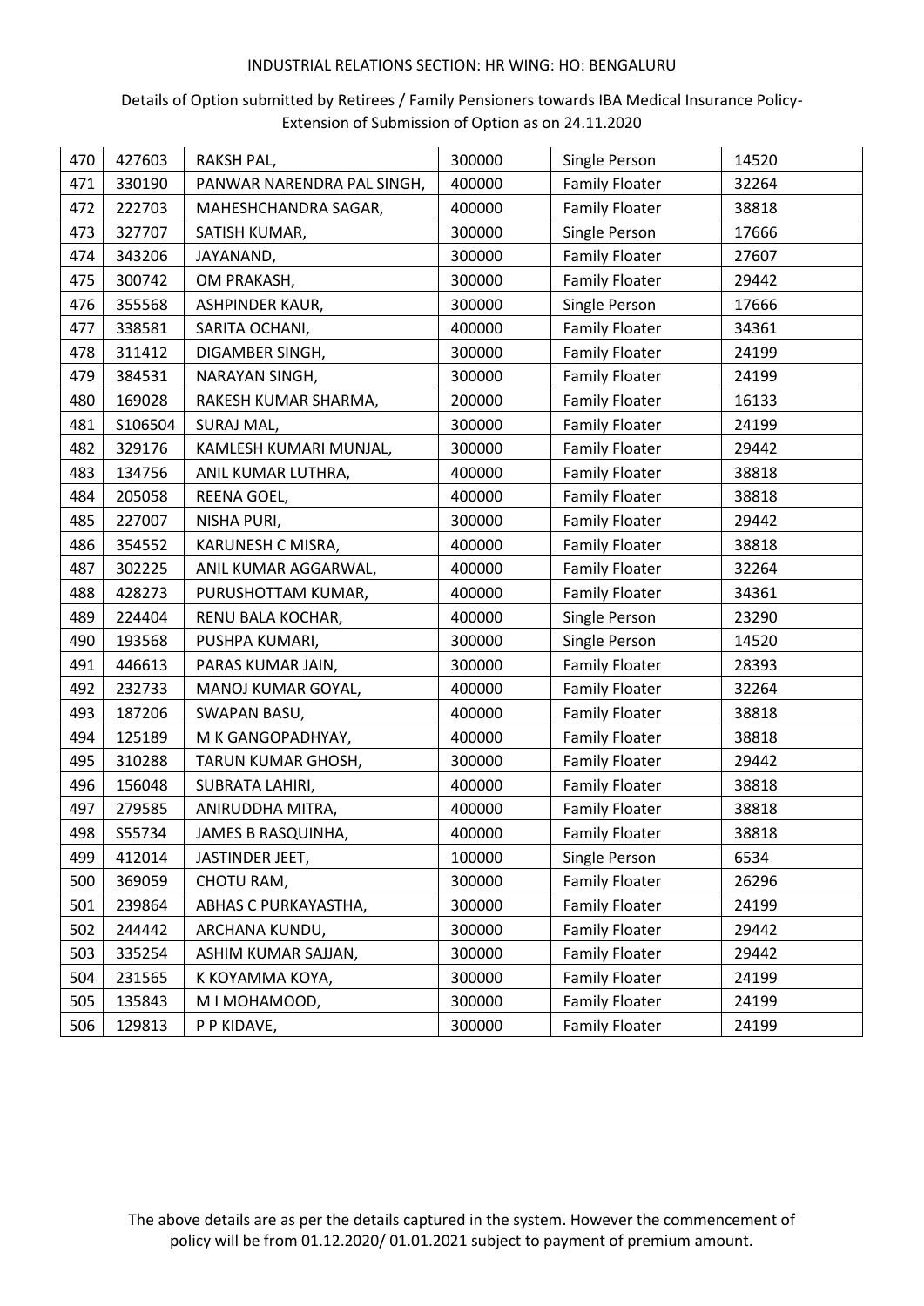INDUSTRIAL RELATIONS SECTION: HR WING: HO: BENGALURU

Details of Option submitted by Retirees / Family Pensioners towards IBA Medical Insurance Policy-Extension of Submission of Option as on 24.11.2020

| | | | | | |
|---|---|---|---|---|---|
| 470 | 427603 | RAKSH PAL, | 300000 | Single Person | 14520 |
| 471 | 330190 | PANWAR NARENDRA PAL SINGH, | 400000 | Family Floater | 32264 |
| 472 | 222703 | MAHESHCHANDRA SAGAR, | 400000 | Family Floater | 38818 |
| 473 | 327707 | SATISH KUMAR, | 300000 | Single Person | 17666 |
| 474 | 343206 | JAYANAND, | 300000 | Family Floater | 27607 |
| 475 | 300742 | OM PRAKASH, | 300000 | Family Floater | 29442 |
| 476 | 355568 | ASHPINDER KAUR, | 300000 | Single Person | 17666 |
| 477 | 338581 | SARITA OCHANI, | 400000 | Family Floater | 34361 |
| 478 | 311412 | DIGAMBER SINGH, | 300000 | Family Floater | 24199 |
| 479 | 384531 | NARAYAN SINGH, | 300000 | Family Floater | 24199 |
| 480 | 169028 | RAKESH KUMAR SHARMA, | 200000 | Family Floater | 16133 |
| 481 | S106504 | SURAJ MAL, | 300000 | Family Floater | 24199 |
| 482 | 329176 | KAMLESH KUMARI MUNJAL, | 300000 | Family Floater | 29442 |
| 483 | 134756 | ANIL KUMAR LUTHRA, | 400000 | Family Floater | 38818 |
| 484 | 205058 | REENA GOEL, | 400000 | Family Floater | 38818 |
| 485 | 227007 | NISHA PURI, | 300000 | Family Floater | 29442 |
| 486 | 354552 | KARUNESH C MISRA, | 400000 | Family Floater | 38818 |
| 487 | 302225 | ANIL KUMAR AGGARWAL, | 400000 | Family Floater | 32264 |
| 488 | 428273 | PURUSHOTTAM KUMAR, | 400000 | Family Floater | 34361 |
| 489 | 224404 | RENU BALA KOCHAR, | 400000 | Single Person | 23290 |
| 490 | 193568 | PUSHPA KUMARI, | 300000 | Single Person | 14520 |
| 491 | 446613 | PARAS KUMAR JAIN, | 300000 | Family Floater | 28393 |
| 492 | 232733 | MANOJ KUMAR GOYAL, | 400000 | Family Floater | 32264 |
| 493 | 187206 | SWAPAN BASU, | 400000 | Family Floater | 38818 |
| 494 | 125189 | M K GANGOPADHYAY, | 400000 | Family Floater | 38818 |
| 495 | 310288 | TARUN KUMAR GHOSH, | 300000 | Family Floater | 29442 |
| 496 | 156048 | SUBRATA LAHIRI, | 400000 | Family Floater | 38818 |
| 497 | 279585 | ANIRUDDHA MITRA, | 400000 | Family Floater | 38818 |
| 498 | S55734 | JAMES B RASQUINHA, | 400000 | Family Floater | 38818 |
| 499 | 412014 | JASTINDER JEET, | 100000 | Single Person | 6534 |
| 500 | 369059 | CHOTU RAM, | 300000 | Family Floater | 26296 |
| 501 | 239864 | ABHAS C PURKAYASTHA, | 300000 | Family Floater | 24199 |
| 502 | 244442 | ARCHANA KUNDU, | 300000 | Family Floater | 29442 |
| 503 | 335254 | ASHIM KUMAR SAJJAN, | 300000 | Family Floater | 29442 |
| 504 | 231565 | K KOYAMMA KOYA, | 300000 | Family Floater | 24199 |
| 505 | 135843 | M I MOHAMOOD, | 300000 | Family Floater | 24199 |
| 506 | 129813 | P P KIDAVE, | 300000 | Family Floater | 24199 |

The above details are as per the details captured in the system. However the commencement of policy will be from 01.12.2020/ 01.01.2021 subject to payment of premium amount.